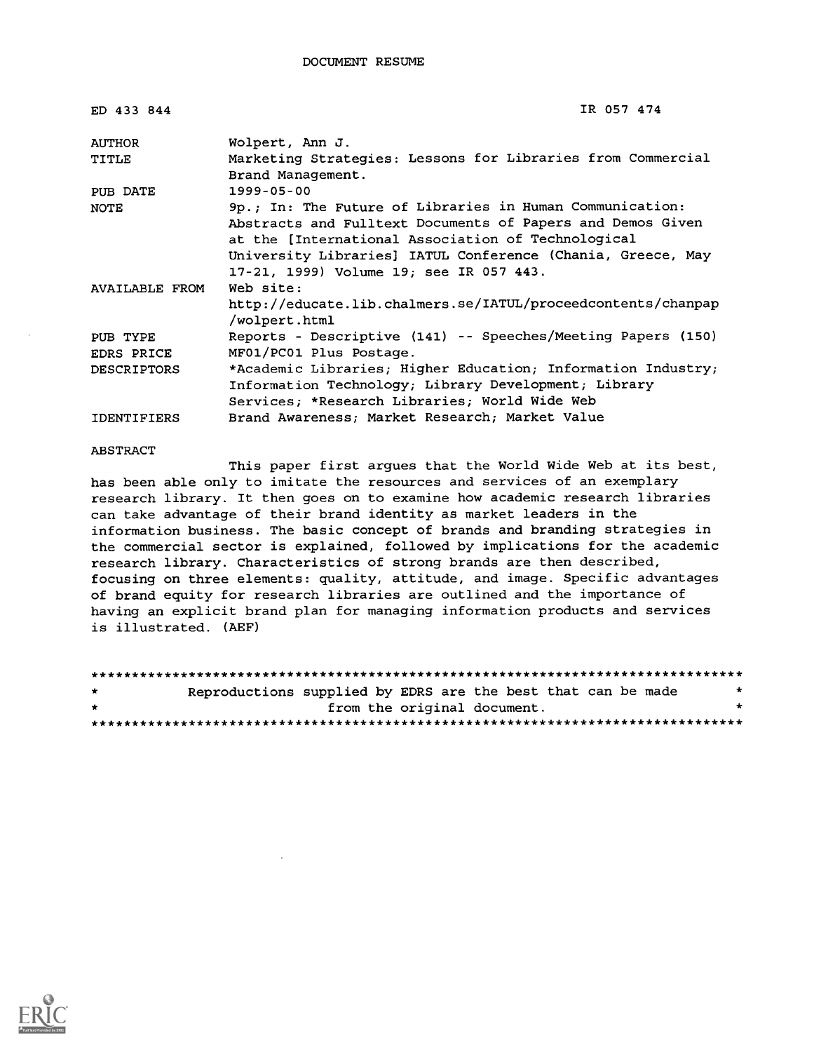DOCUMENT RESUME

| | |
|---|---|
| ED 433 844 | IR 057 474 |
| AUTHOR | Wolpert, Ann J. |
| TITLE | Marketing Strategies: Lessons for Libraries from Commercial Brand Management. |
| PUB DATE | 1999-05-00 |
| NOTE | 9p.; In: The Future of Libraries in Human Communication: Abstracts and Fulltext Documents of Papers and Demos Given at the [International Association of Technological University Libraries] IATUL Conference (Chania, Greece, May 17-21, 1999) Volume 19; see IR 057 443. |
| AVAILABLE FROM | Web site: http://educate.lib.chalmers.se/IATUL/proceedcontents/chanpap/wolpert.html |
| PUB TYPE | Reports - Descriptive (141) -- Speeches/Meeting Papers (150) |
| EDRS PRICE | MF01/PC01 Plus Postage. |
| DESCRIPTORS | *Academic Libraries; Higher Education; Information Industry; Information Technology; Library Development; Library Services; *Research Libraries; World Wide Web |
| IDENTIFIERS | Brand Awareness; Market Research; Market Value |

ABSTRACT

This paper first argues that the World Wide Web at its best, has been able only to imitate the resources and services of an exemplary research library. It then goes on to examine how academic research libraries can take advantage of their brand identity as market leaders in the information business. The basic concept of brands and branding strategies in the commercial sector is explained, followed by implications for the academic research library. Characteristics of strong brands are then described, focusing on three elements: quality, attitude, and image. Specific advantages of brand equity for research libraries are outlined and the importance of having an explicit brand plan for managing information products and services is illustrated. (AEF)

********************************************************************************
* Reproductions supplied by EDRS are the best that can be made *
* from the original document. *
********************************************************************************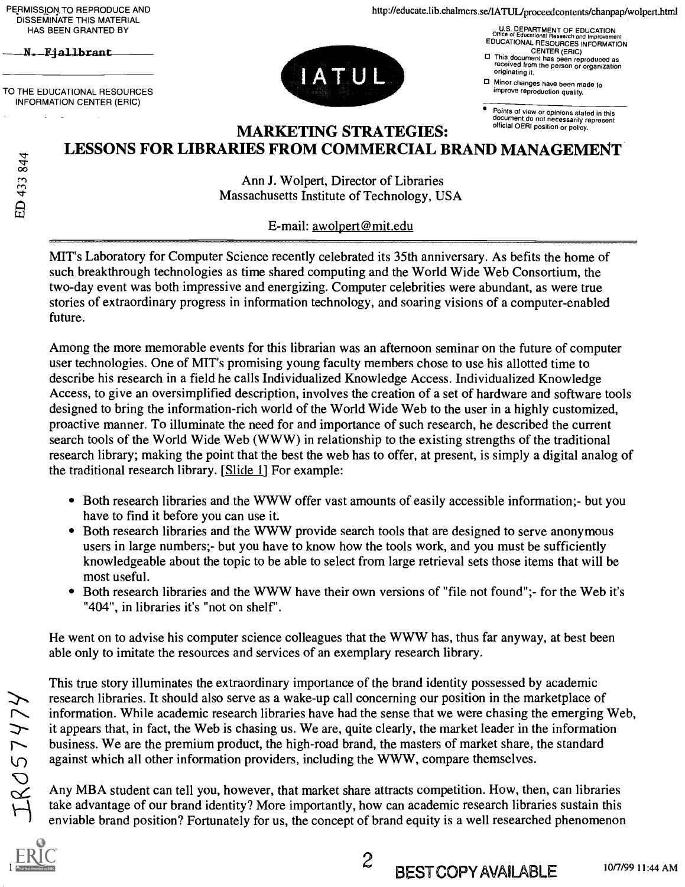# MARKETING STRATEGIES: LESSONS FOR LIBRARIES FROM COMMERCIAL BRAND MANAGEMENT

Ann J. Wolpert, Director of Libraries
Massachusetts Institute of Technology, USA

E-mail: awolpert@mit.edu

MIT's Laboratory for Computer Science recently celebrated its 35th anniversary. As befits the home of such breakthrough technologies as time shared computing and the World Wide Web Consortium, the two-day event was both impressive and energizing. Computer celebrities were abundant, as were true stories of extraordinary progress in information technology, and soaring visions of a computer-enabled future.

Among the more memorable events for this librarian was an afternoon seminar on the future of computer user technologies. One of MIT's promising young faculty members chose to use his allotted time to describe his research in a field he calls Individualized Knowledge Access. Individualized Knowledge Access, to give an oversimplified description, involves the creation of a set of hardware and software tools designed to bring the information-rich world of the World Wide Web to the user in a highly customized, proactive manner. To illuminate the need for and importance of such research, he described the current search tools of the World Wide Web (WWW) in relationship to the existing strengths of the traditional research library; making the point that the best the web has to offer, at present, is simply a digital analog of the traditional research library. [Slide 1] For example:

- Both research libraries and the WWW offer vast amounts of easily accessible information;- but you have to find it before you can use it.
- Both research libraries and the WWW provide search tools that are designed to serve anonymous users in large numbers;- but you have to know how the tools work, and you must be sufficiently knowledgeable about the topic to be able to select from large retrieval sets those items that will be most useful.
- Both research libraries and the WWW have their own versions of "file not found";- for the Web it's "404", in libraries it's "not on shelf".

He went on to advise his computer science colleagues that the WWW has, thus far anyway, at best been able only to imitate the resources and services of an exemplary research library.

This true story illuminates the extraordinary importance of the brand identity possessed by academic research libraries. It should also serve as a wake-up call concerning our position in the marketplace of information. While academic research libraries have had the sense that we were chasing the emerging Web, it appears that, in fact, the Web is chasing us. We are, quite clearly, the market leader in the information business. We are the premium product, the high-road brand, the masters of market share, the standard against which all other information providers, including the WWW, compare themselves.

Any MBA student can tell you, however, that market share attracts competition. How, then, can libraries take advantage of our brand identity? More importantly, how can academic research libraries sustain this enviable brand position? Fortunately for us, the concept of brand equity is a well researched phenomenon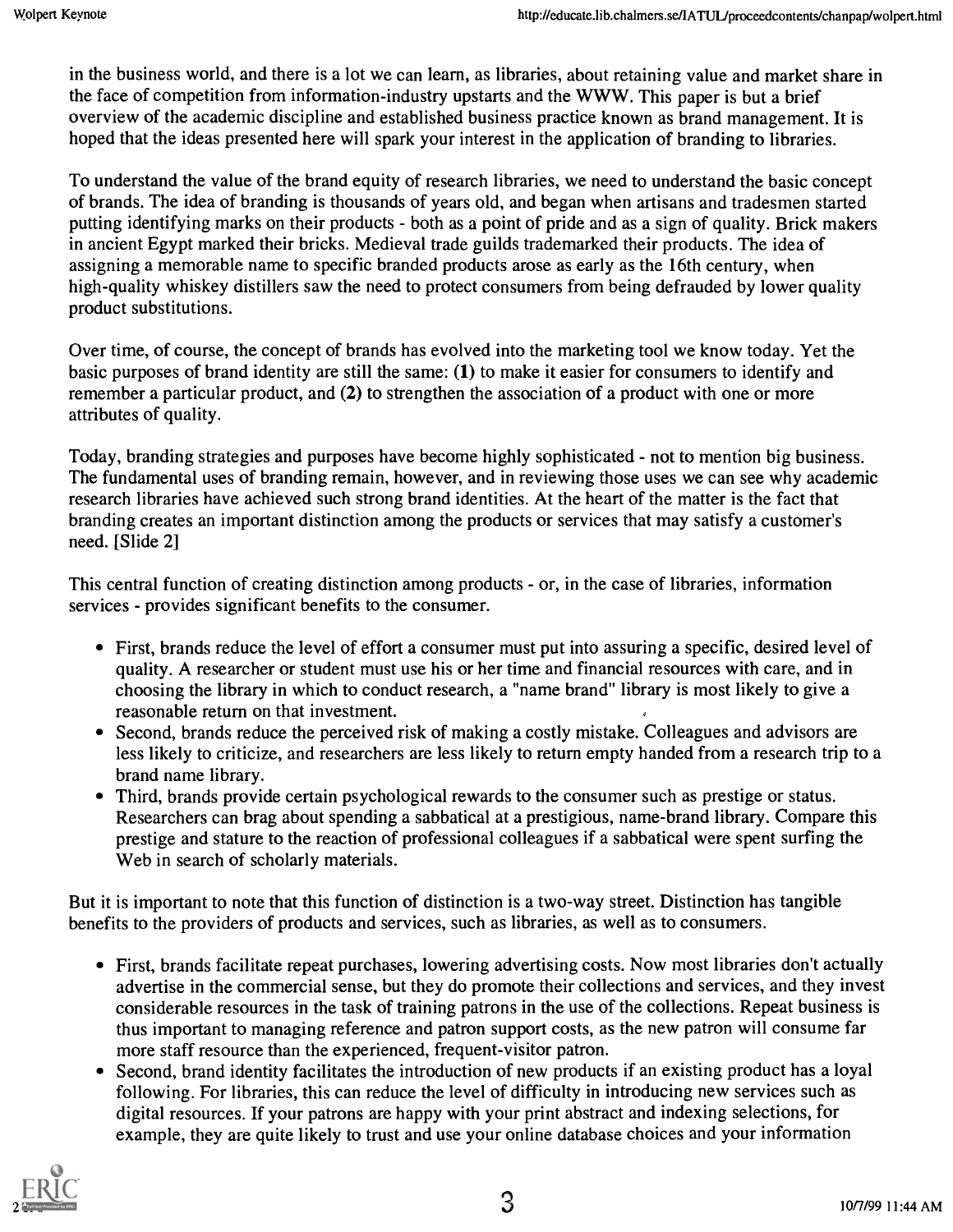in the business world, and there is a lot we can learn, as libraries, about retaining value and market share in the face of competition from information-industry upstarts and the WWW. This paper is but a brief overview of the academic discipline and established business practice known as brand management. It is hoped that the ideas presented here will spark your interest in the application of branding to libraries.

To understand the value of the brand equity of research libraries, we need to understand the basic concept of brands. The idea of branding is thousands of years old, and began when artisans and tradesmen started putting identifying marks on their products - both as a point of pride and as a sign of quality. Brick makers in ancient Egypt marked their bricks. Medieval trade guilds trademarked their products. The idea of assigning a memorable name to specific branded products arose as early as the 16th century, when high-quality whiskey distillers saw the need to protect consumers from being defrauded by lower quality product substitutions.

Over time, of course, the concept of brands has evolved into the marketing tool we know today. Yet the basic purposes of brand identity are still the same: **(1)** to make it easier for consumers to identify and remember a particular product, and **(2)** to strengthen the association of a product with one or more attributes of quality.

Today, branding strategies and purposes have become highly sophisticated - not to mention big business. The fundamental uses of branding remain, however, and in reviewing those uses we can see why academic research libraries have achieved such strong brand identities. At the heart of the matter is the fact that branding creates an important distinction among the products or services that may satisfy a customer's need. [Slide 2]

This central function of creating distinction among products - or, in the case of libraries, information services - provides significant benefits to the consumer.

- First, brands reduce the level of effort a consumer must put into assuring a specific, desired level of quality. A researcher or student must use his or her time and financial resources with care, and in choosing the library in which to conduct research, a "name brand" library is most likely to give a reasonable return on that investment.
- Second, brands reduce the perceived risk of making a costly mistake. Colleagues and advisors are less likely to criticize, and researchers are less likely to return empty handed from a research trip to a brand name library.
- Third, brands provide certain psychological rewards to the consumer such as prestige or status. Researchers can brag about spending a sabbatical at a prestigious, name-brand library. Compare this prestige and stature to the reaction of professional colleagues if a sabbatical were spent surfing the Web in search of scholarly materials.

But it is important to note that this function of distinction is a two-way street. Distinction has tangible benefits to the providers of products and services, such as libraries, as well as to consumers.

- First, brands facilitate repeat purchases, lowering advertising costs. Now most libraries don't actually advertise in the commercial sense, but they do promote their collections and services, and they invest considerable resources in the task of training patrons in the use of the collections. Repeat business is thus important to managing reference and patron support costs, as the new patron will consume far more staff resource than the experienced, frequent-visitor patron.
- Second, brand identity facilitates the introduction of new products if an existing product has a loyal following. For libraries, this can reduce the level of difficulty in introducing new services such as digital resources. If your patrons are happy with your print abstract and indexing selections, for example, they are quite likely to trust and use your online database choices and your information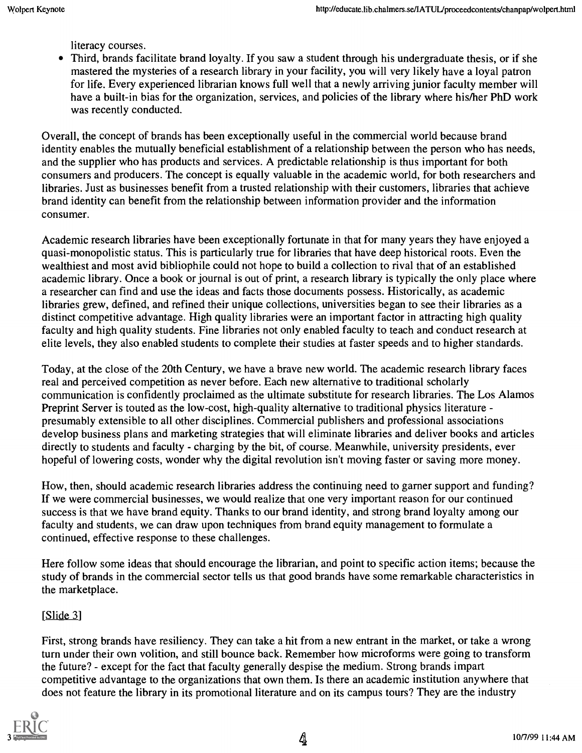literacy courses.

- Third, brands facilitate brand loyalty. If you saw a student through his undergraduate thesis, or if she mastered the mysteries of a research library in your facility, you will very likely have a loyal patron for life. Every experienced librarian knows full well that a newly arriving junior faculty member will have a built-in bias for the organization, services, and policies of the library where his/her PhD work was recently conducted.

Overall, the concept of brands has been exceptionally useful in the commercial world because brand identity enables the mutually beneficial establishment of a relationship between the person who has needs, and the supplier who has products and services. A predictable relationship is thus important for both consumers and producers. The concept is equally valuable in the academic world, for both researchers and libraries. Just as businesses benefit from a trusted relationship with their customers, libraries that achieve brand identity can benefit from the relationship between information provider and the information consumer.

Academic research libraries have been exceptionally fortunate in that for many years they have enjoyed a quasi-monopolistic status. This is particularly true for libraries that have deep historical roots. Even the wealthiest and most avid bibliophile could not hope to build a collection to rival that of an established academic library. Once a book or journal is out of print, a research library is typically the only place where a researcher can find and use the ideas and facts those documents possess. Historically, as academic libraries grew, defined, and refined their unique collections, universities began to see their libraries as a distinct competitive advantage. High quality libraries were an important factor in attracting high quality faculty and high quality students. Fine libraries not only enabled faculty to teach and conduct research at elite levels, they also enabled students to complete their studies at faster speeds and to higher standards.

Today, at the close of the 20th Century, we have a brave new world. The academic research library faces real and perceived competition as never before. Each new alternative to traditional scholarly communication is confidently proclaimed as the ultimate substitute for research libraries. The Los Alamos Preprint Server is touted as the low-cost, high-quality alternative to traditional physics literature - presumably extensible to all other disciplines. Commercial publishers and professional associations develop business plans and marketing strategies that will eliminate libraries and deliver books and articles directly to students and faculty - charging by the bit, of course. Meanwhile, university presidents, ever hopeful of lowering costs, wonder why the digital revolution isn't moving faster or saving more money.

How, then, should academic research libraries address the continuing need to garner support and funding? If we were commercial businesses, we would realize that one very important reason for our continued success is that we have brand equity. Thanks to our brand identity, and strong brand loyalty among our faculty and students, we can draw upon techniques from brand equity management to formulate a continued, effective response to these challenges.

Here follow some ideas that should encourage the librarian, and point to specific action items; because the study of brands in the commercial sector tells us that good brands have some remarkable characteristics in the marketplace.

[Slide 3]

First, strong brands have resiliency. They can take a hit from a new entrant in the market, or take a wrong turn under their own volition, and still bounce back. Remember how microforms were going to transform the future? - except for the fact that faculty generally despise the medium. Strong brands impart competitive advantage to the organizations that own them. Is there an academic institution anywhere that does not feature the library in its promotional literature and on its campus tours? They are the industry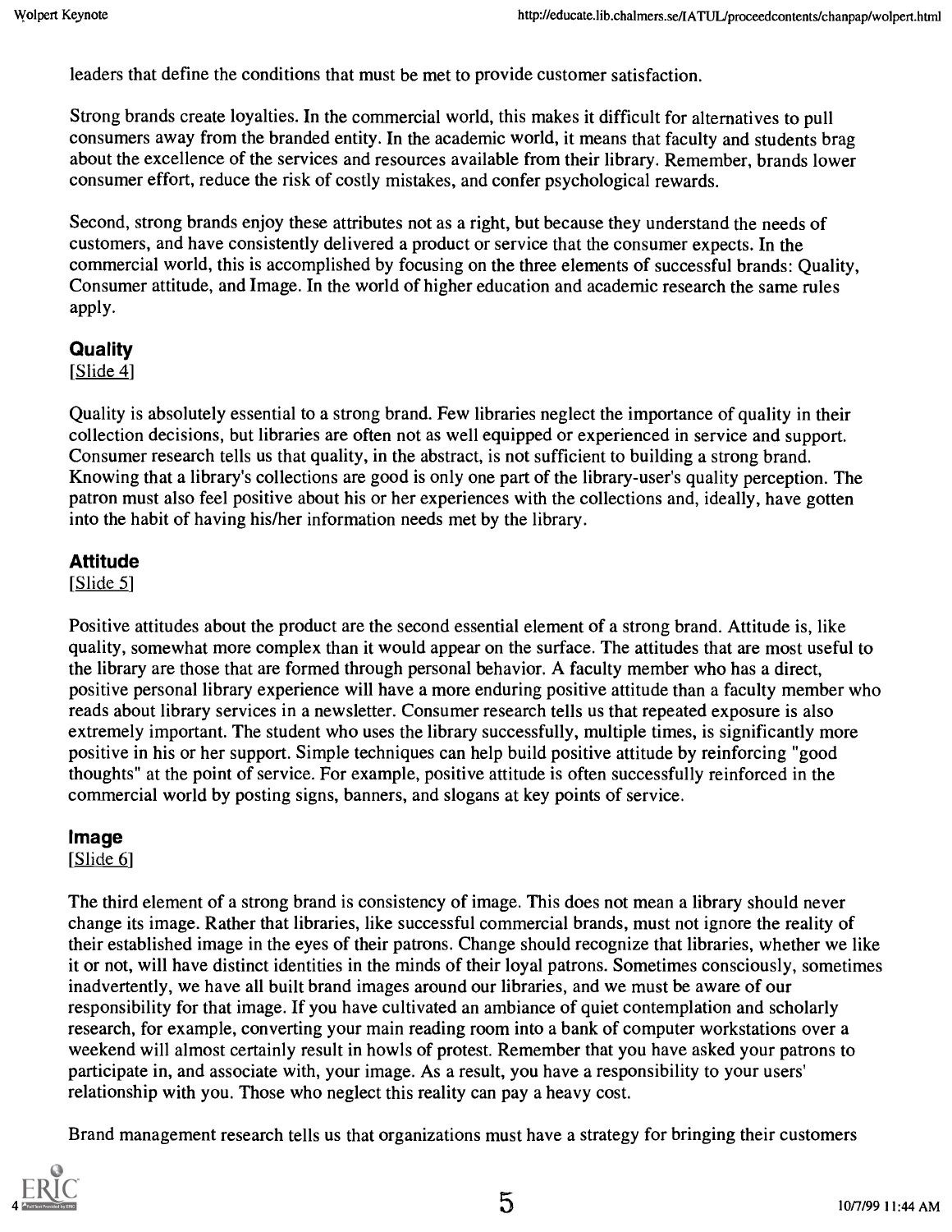leaders that define the conditions that must be met to provide customer satisfaction.

Strong brands create loyalties. In the commercial world, this makes it difficult for alternatives to pull consumers away from the branded entity. In the academic world, it means that faculty and students brag about the excellence of the services and resources available from their library. Remember, brands lower consumer effort, reduce the risk of costly mistakes, and confer psychological rewards.

Second, strong brands enjoy these attributes not as a right, but because they understand the needs of customers, and have consistently delivered a product or service that the consumer expects. In the commercial world, this is accomplished by focusing on the three elements of successful brands: Quality, Consumer attitude, and Image. In the world of higher education and academic research the same rules apply.

### Quality

[Slide 4]

Quality is absolutely essential to a strong brand. Few libraries neglect the importance of quality in their collection decisions, but libraries are often not as well equipped or experienced in service and support. Consumer research tells us that quality, in the abstract, is not sufficient to building a strong brand. Knowing that a library's collections are good is only one part of the library-user's quality perception. The patron must also feel positive about his or her experiences with the collections and, ideally, have gotten into the habit of having his/her information needs met by the library.

### Attitude

[Slide 5]

Positive attitudes about the product are the second essential element of a strong brand. Attitude is, like quality, somewhat more complex than it would appear on the surface. The attitudes that are most useful to the library are those that are formed through personal behavior. A faculty member who has a direct, positive personal library experience will have a more enduring positive attitude than a faculty member who reads about library services in a newsletter. Consumer research tells us that repeated exposure is also extremely important. The student who uses the library successfully, multiple times, is significantly more positive in his or her support. Simple techniques can help build positive attitude by reinforcing "good thoughts" at the point of service. For example, positive attitude is often successfully reinforced in the commercial world by posting signs, banners, and slogans at key points of service.

### Image

[Slide 6]

The third element of a strong brand is consistency of image. This does not mean a library should never change its image. Rather that libraries, like successful commercial brands, must not ignore the reality of their established image in the eyes of their patrons. Change should recognize that libraries, whether we like it or not, will have distinct identities in the minds of their loyal patrons. Sometimes consciously, sometimes inadvertently, we have all built brand images around our libraries, and we must be aware of our responsibility for that image. If you have cultivated an ambiance of quiet contemplation and scholarly research, for example, converting your main reading room into a bank of computer workstations over a weekend will almost certainly result in howls of protest. Remember that you have asked your patrons to participate in, and associate with, your image. As a result, you have a responsibility to your users' relationship with you. Those who neglect this reality can pay a heavy cost.

Brand management research tells us that organizations must have a strategy for bringing their customers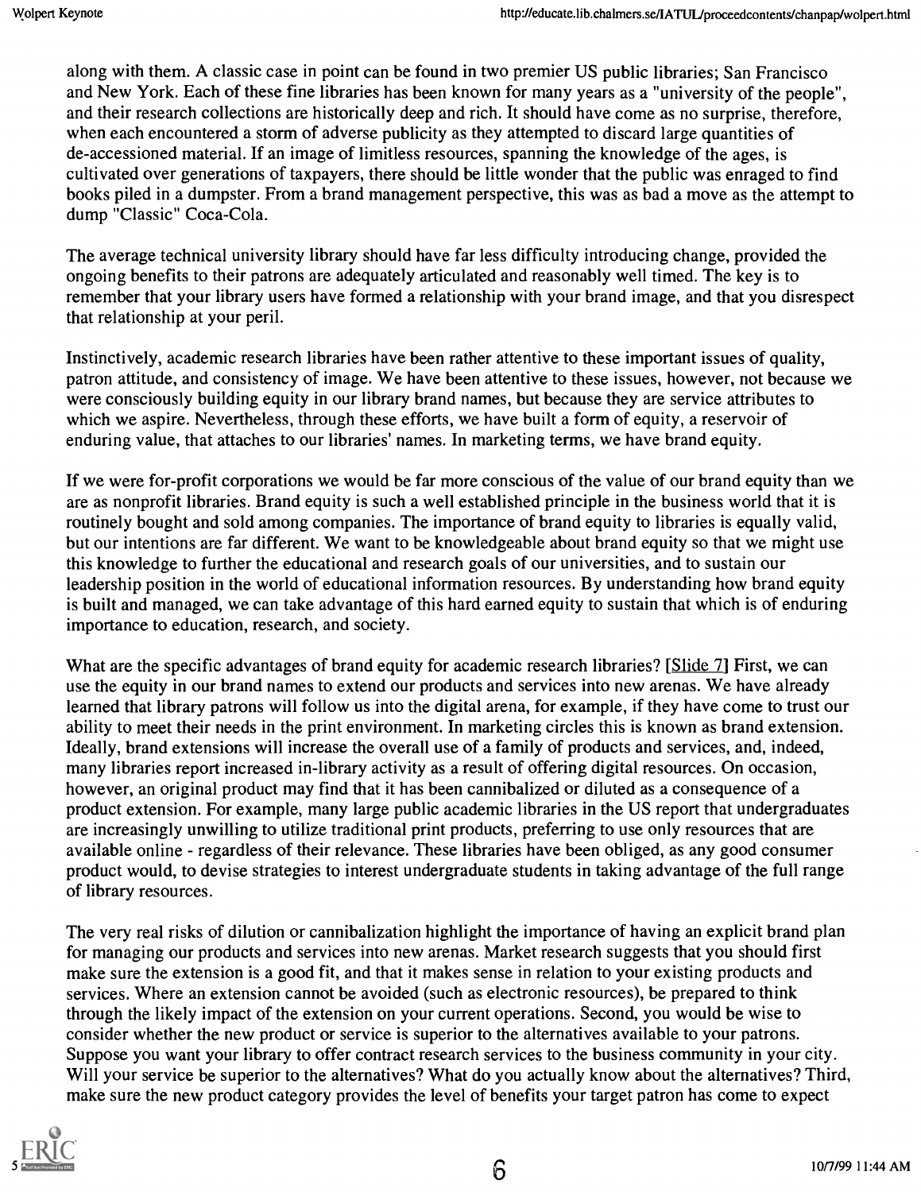along with them. A classic case in point can be found in two premier US public libraries; San Francisco and New York. Each of these fine libraries has been known for many years as a "university of the people", and their research collections are historically deep and rich. It should have come as no surprise, therefore, when each encountered a storm of adverse publicity as they attempted to discard large quantities of de-accessioned material. If an image of limitless resources, spanning the knowledge of the ages, is cultivated over generations of taxpayers, there should be little wonder that the public was enraged to find books piled in a dumpster. From a brand management perspective, this was as bad a move as the attempt to dump "Classic" Coca-Cola.

The average technical university library should have far less difficulty introducing change, provided the ongoing benefits to their patrons are adequately articulated and reasonably well timed. The key is to remember that your library users have formed a relationship with your brand image, and that you disrespect that relationship at your peril.

Instinctively, academic research libraries have been rather attentive to these important issues of quality, patron attitude, and consistency of image. We have been attentive to these issues, however, not because we were consciously building equity in our library brand names, but because they are service attributes to which we aspire. Nevertheless, through these efforts, we have built a form of equity, a reservoir of enduring value, that attaches to our libraries' names. In marketing terms, we have brand equity.

If we were for-profit corporations we would be far more conscious of the value of our brand equity than we are as nonprofit libraries. Brand equity is such a well established principle in the business world that it is routinely bought and sold among companies. The importance of brand equity to libraries is equally valid, but our intentions are far different. We want to be knowledgeable about brand equity so that we might use this knowledge to further the educational and research goals of our universities, and to sustain our leadership position in the world of educational information resources. By understanding how brand equity is built and managed, we can take advantage of this hard earned equity to sustain that which is of enduring importance to education, research, and society.

What are the specific advantages of brand equity for academic research libraries? [Slide 7] First, we can use the equity in our brand names to extend our products and services into new arenas. We have already learned that library patrons will follow us into the digital arena, for example, if they have come to trust our ability to meet their needs in the print environment. In marketing circles this is known as brand extension. Ideally, brand extensions will increase the overall use of a family of products and services, and, indeed, many libraries report increased in-library activity as a result of offering digital resources. On occasion, however, an original product may find that it has been cannibalized or diluted as a consequence of a product extension. For example, many large public academic libraries in the US report that undergraduates are increasingly unwilling to utilize traditional print products, preferring to use only resources that are available online - regardless of their relevance. These libraries have been obliged, as any good consumer product would, to devise strategies to interest undergraduate students in taking advantage of the full range of library resources.

The very real risks of dilution or cannibalization highlight the importance of having an explicit brand plan for managing our products and services into new arenas. Market research suggests that you should first make sure the extension is a good fit, and that it makes sense in relation to your existing products and services. Where an extension cannot be avoided (such as electronic resources), be prepared to think through the likely impact of the extension on your current operations. Second, you would be wise to consider whether the new product or service is superior to the alternatives available to your patrons. Suppose you want your library to offer contract research services to the business community in your city. Will your service be superior to the alternatives? What do you actually know about the alternatives? Third, make sure the new product category provides the level of benefits your target patron has come to expect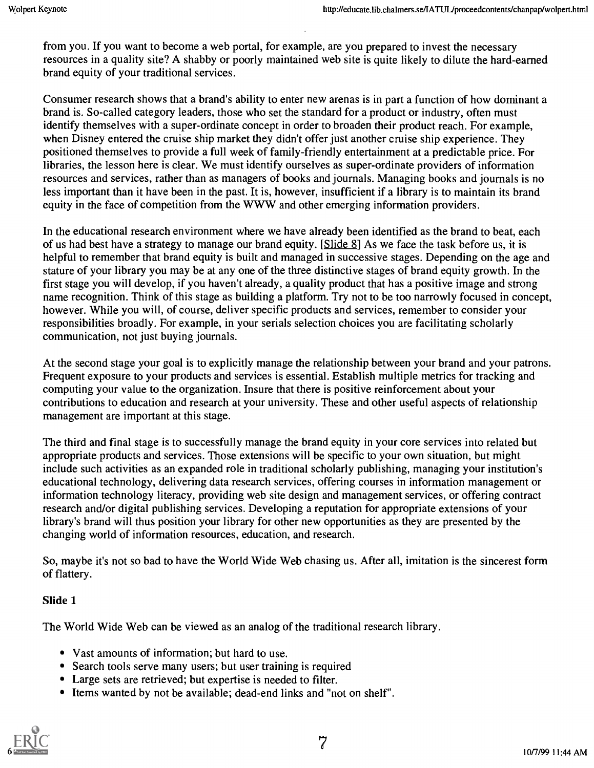from you. If you want to become a web portal, for example, are you prepared to invest the necessary resources in a quality site? A shabby or poorly maintained web site is quite likely to dilute the hard-earned brand equity of your traditional services.

Consumer research shows that a brand's ability to enter new arenas is in part a function of how dominant a brand is. So-called category leaders, those who set the standard for a product or industry, often must identify themselves with a super-ordinate concept in order to broaden their product reach. For example, when Disney entered the cruise ship market they didn't offer just another cruise ship experience. They positioned themselves to provide a full week of family-friendly entertainment at a predictable price. For libraries, the lesson here is clear. We must identify ourselves as super-ordinate providers of information resources and services, rather than as managers of books and journals. Managing books and journals is no less important than it have been in the past. It is, however, insufficient if a library is to maintain its brand equity in the face of competition from the WWW and other emerging information providers.

In the educational research environment where we have already been identified as the brand to beat, each of us had best have a strategy to manage our brand equity. [Slide 8] As we face the task before us, it is helpful to remember that brand equity is built and managed in successive stages. Depending on the age and stature of your library you may be at any one of the three distinctive stages of brand equity growth. In the first stage you will develop, if you haven't already, a quality product that has a positive image and strong name recognition. Think of this stage as building a platform. Try not to be too narrowly focused in concept, however. While you will, of course, deliver specific products and services, remember to consider your responsibilities broadly. For example, in your serials selection choices you are facilitating scholarly communication, not just buying journals.

At the second stage your goal is to explicitly manage the relationship between your brand and your patrons. Frequent exposure to your products and services is essential. Establish multiple metrics for tracking and computing your value to the organization. Insure that there is positive reinforcement about your contributions to education and research at your university. These and other useful aspects of relationship management are important at this stage.

The third and final stage is to successfully manage the brand equity in your core services into related but appropriate products and services. Those extensions will be specific to your own situation, but might include such activities as an expanded role in traditional scholarly publishing, managing your institution's educational technology, delivering data research services, offering courses in information management or information technology literacy, providing web site design and management services, or offering contract research and/or digital publishing services. Developing a reputation for appropriate extensions of your library's brand will thus position your library for other new opportunities as they are presented by the changing world of information resources, education, and research.

So, maybe it's not so bad to have the World Wide Web chasing us. After all, imitation is the sincerest form of flattery.

### Slide 1

The World Wide Web can be viewed as an analog of the traditional research library.

- Vast amounts of information; but hard to use.
- Search tools serve many users; but user training is required
- Large sets are retrieved; but expertise is needed to filter.
- Items wanted by not be available; dead-end links and "not on shelf".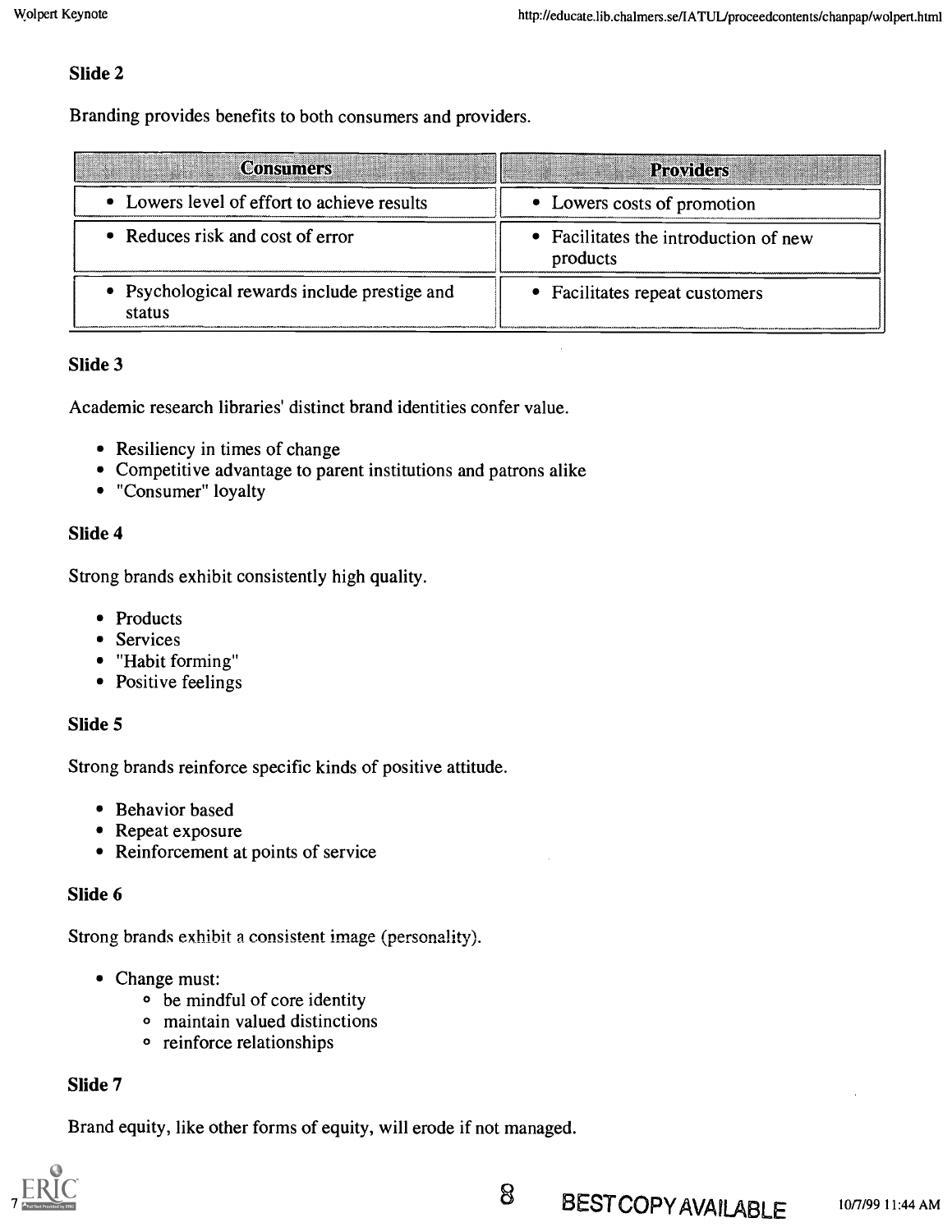### Slide 2

Branding provides benefits to both consumers and providers.

| Consumers | Providers |
|---|---|
| • Lowers level of effort to achieve results | • Lowers costs of promotion |
| • Reduces risk and cost of error | • Facilitates the introduction of new products |
| • Psychological rewards include prestige and status | • Facilitates repeat customers |

### Slide 3

Academic research libraries' distinct brand identities confer value.

- Resiliency in times of change
- Competitive advantage to parent institutions and patrons alike
- "Consumer" loyalty

### Slide 4

Strong brands exhibit consistently high quality.

- Products
- Services
- "Habit forming"
- Positive feelings

### Slide 5

Strong brands reinforce specific kinds of positive attitude.

- Behavior based
- Repeat exposure
- Reinforcement at points of service

### Slide 6

Strong brands exhibit a consistent image (personality).

- Change must:
  - be mindful of core identity
  - maintain valued distinctions
  - reinforce relationships

### Slide 7

Brand equity, like other forms of equity, will erode if not managed.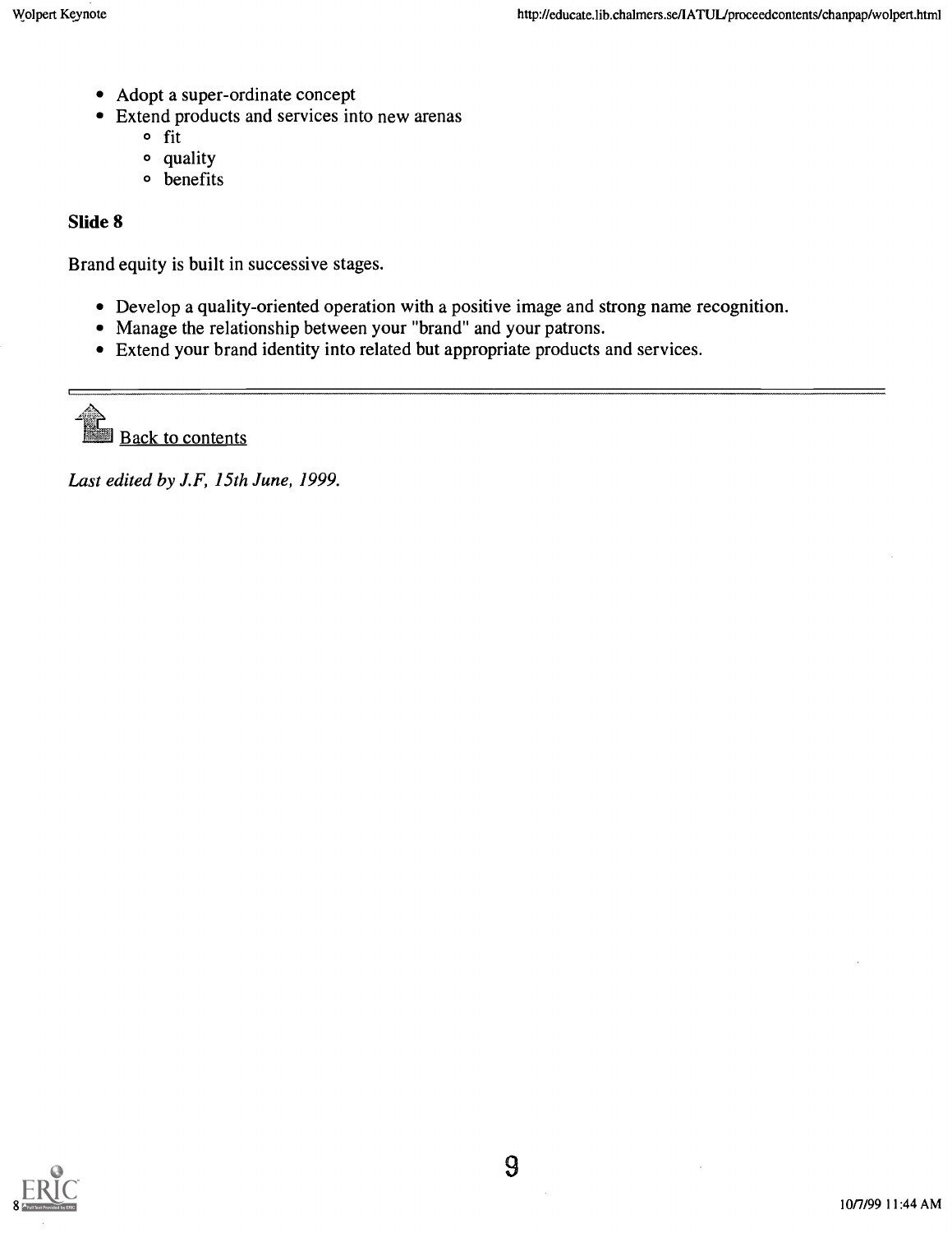- Adopt a super-ordinate concept
- Extend products and services into new arenas
  - fit
  - quality
  - benefits

### Slide 8

Brand equity is built in successive stages.

- Develop a quality-oriented operation with a positive image and strong name recognition.
- Manage the relationship between your "brand" and your patrons.
- Extend your brand identity into related but appropriate products and services.

---

Back to contents

*Last edited by J.F, 15th June, 1999.*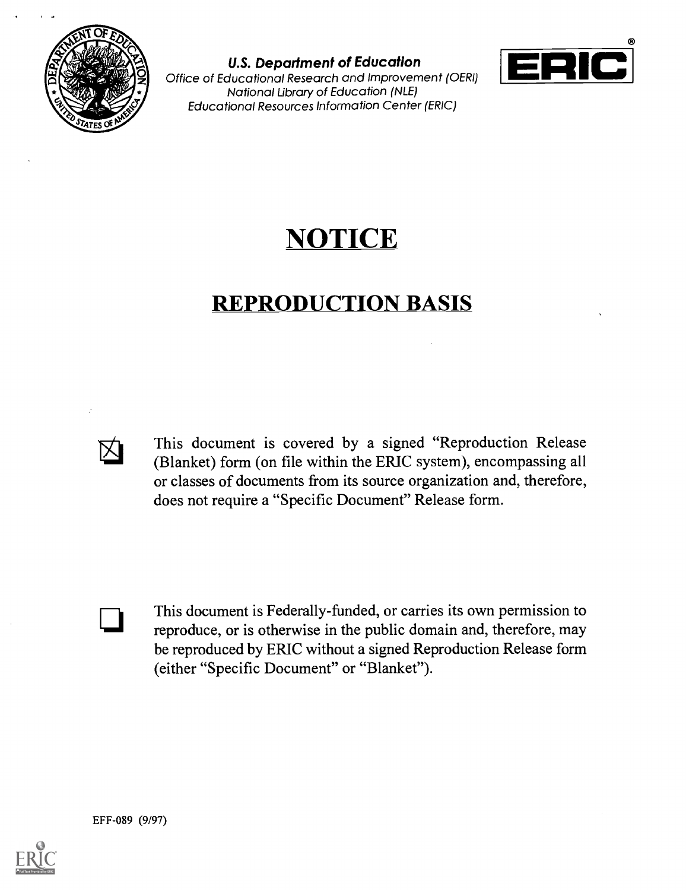**U.S. Department of Education**
*Office of Educational Research and Improvement (OERI)*
*National Library of Education (NLE)*
*Educational Resources Information Center (ERIC)*

ERIC®

# NOTICE

## REPRODUCTION BASIS

☒ This document is covered by a signed "Reproduction Release (Blanket) form (on file within the ERIC system), encompassing all or classes of documents from its source organization and, therefore, does not require a "Specific Document" Release form.

☐ This document is Federally-funded, or carries its own permission to reproduce, or is otherwise in the public domain and, therefore, may be reproduced by ERIC without a signed Reproduction Release form (either "Specific Document" or "Blanket").

EFF-089 (9/97)